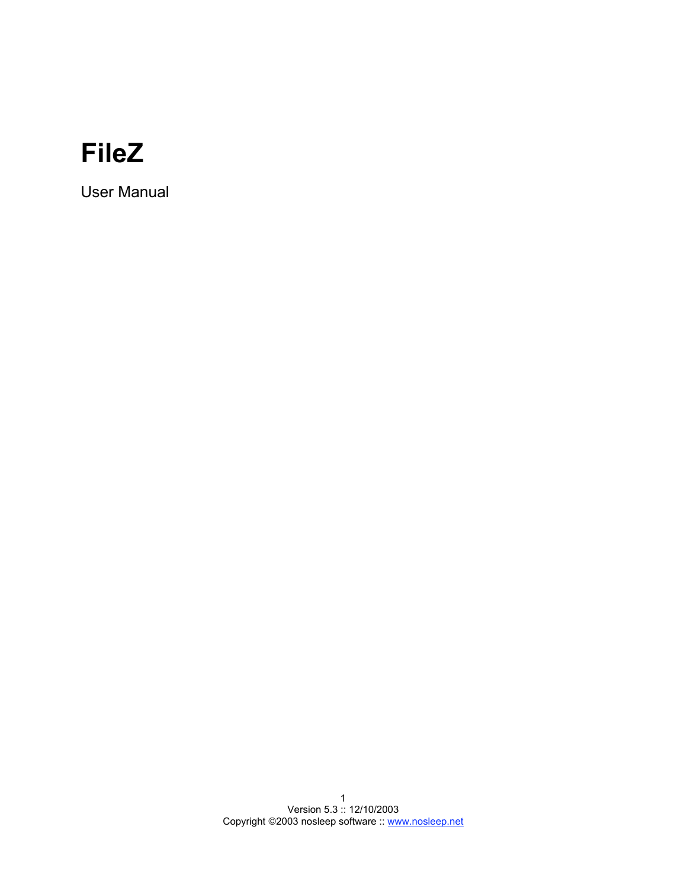# FileZ

User Manual

Version 5.3 :: 12/10/2003

Copyright ©2003 nosleep software :: www.nosleep.net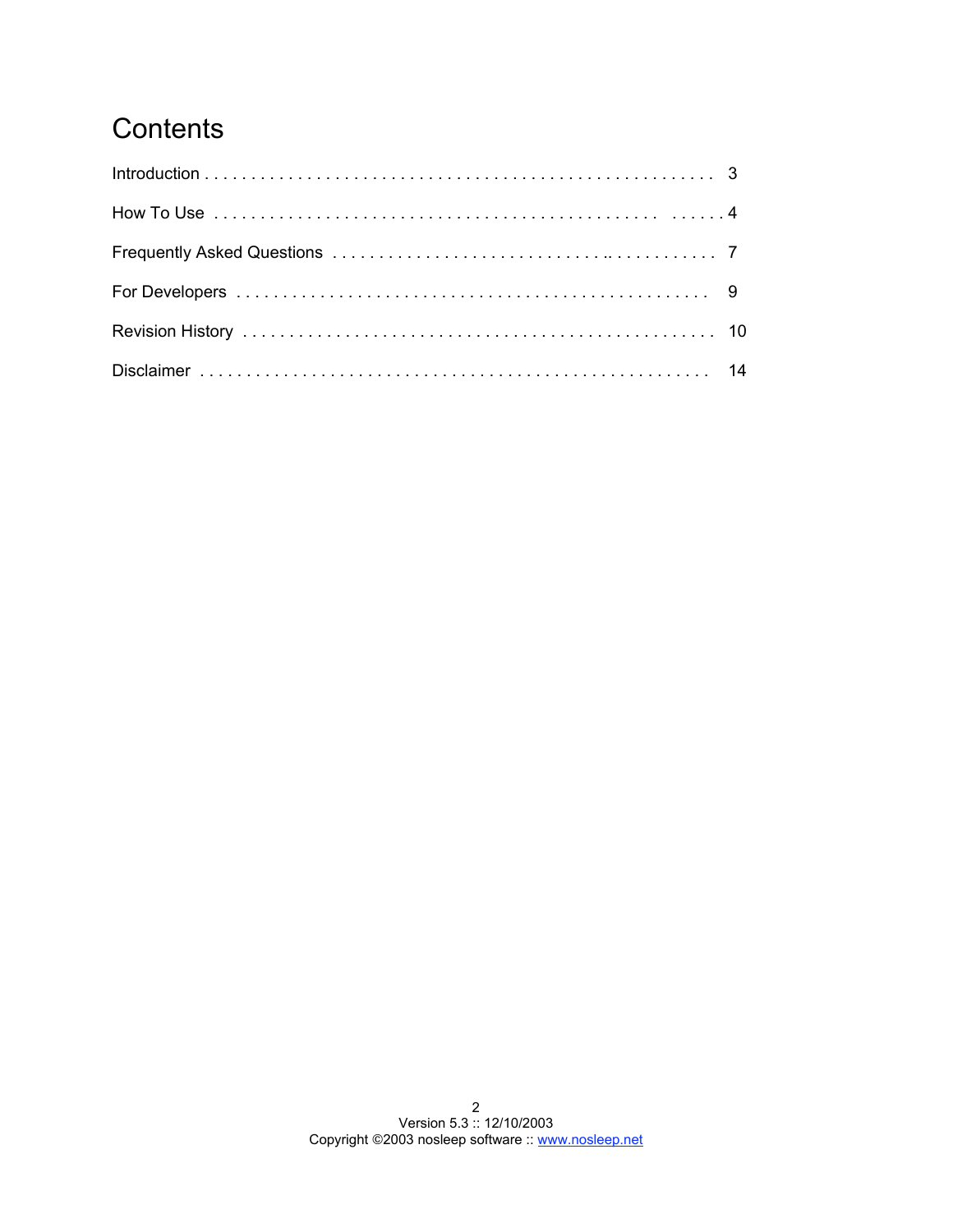# Contents

Introduction . . . . . . . . . . . . . . . . . . . . . . . . . . . . . . . . . . . . . . . . . . . . . . . . . . . . 3

How To Use . . . . . . . . . . . . . . . . . . . . . . . . . . . . . . . . . . . . . . . . . . . . . . . . . . . . 4

Frequently Asked Questions . . . . . . . . . . . . . . . . . . . . . . . . . . . . . . . . . . . . . . . . . . 7

For Developers . . . . . . . . . . . . . . . . . . . . . . . . . . . . . . . . . . . . . . . . . . . . . . . . . . 9

Revision History . . . . . . . . . . . . . . . . . . . . . . . . . . . . . . . . . . . . . . . . . . . . . . . . . 10

Disclaimer . . . . . . . . . . . . . . . . . . . . . . . . . . . . . . . . . . . . . . . . . . . . . . . . . . . . . 14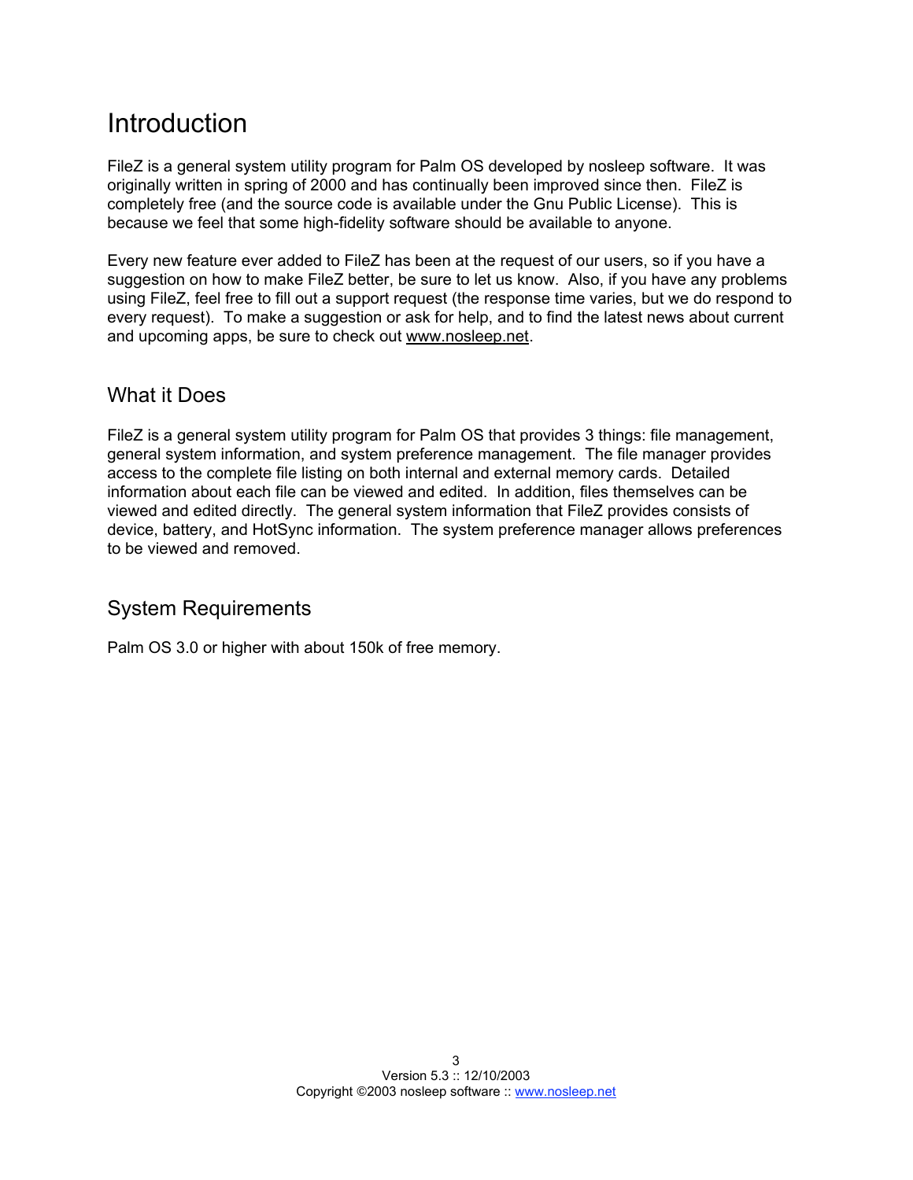# Introduction

FileZ is a general system utility program for Palm OS developed by nosleep software. It was originally written in spring of 2000 and has continually been improved since then. FileZ is completely free (and the source code is available under the Gnu Public License). This is because we feel that some high-fidelity software should be available to anyone.

Every new feature ever added to FileZ has been at the request of our users, so if you have a suggestion on how to make FileZ better, be sure to let us know. Also, if you have any problems using FileZ, feel free to fill out a support request (the response time varies, but we do respond to every request). To make a suggestion or ask for help, and to find the latest news about current and upcoming apps, be sure to check out www.nosleep.net.

## What it Does

FileZ is a general system utility program for Palm OS that provides 3 things: file management, general system information, and system preference management. The file manager provides access to the complete file listing on both internal and external memory cards. Detailed information about each file can be viewed and edited. In addition, files themselves can be viewed and edited directly. The general system information that FileZ provides consists of device, battery, and HotSync information. The system preference manager allows preferences to be viewed and removed.

## System Requirements

Palm OS 3.0 or higher with about 150k of free memory.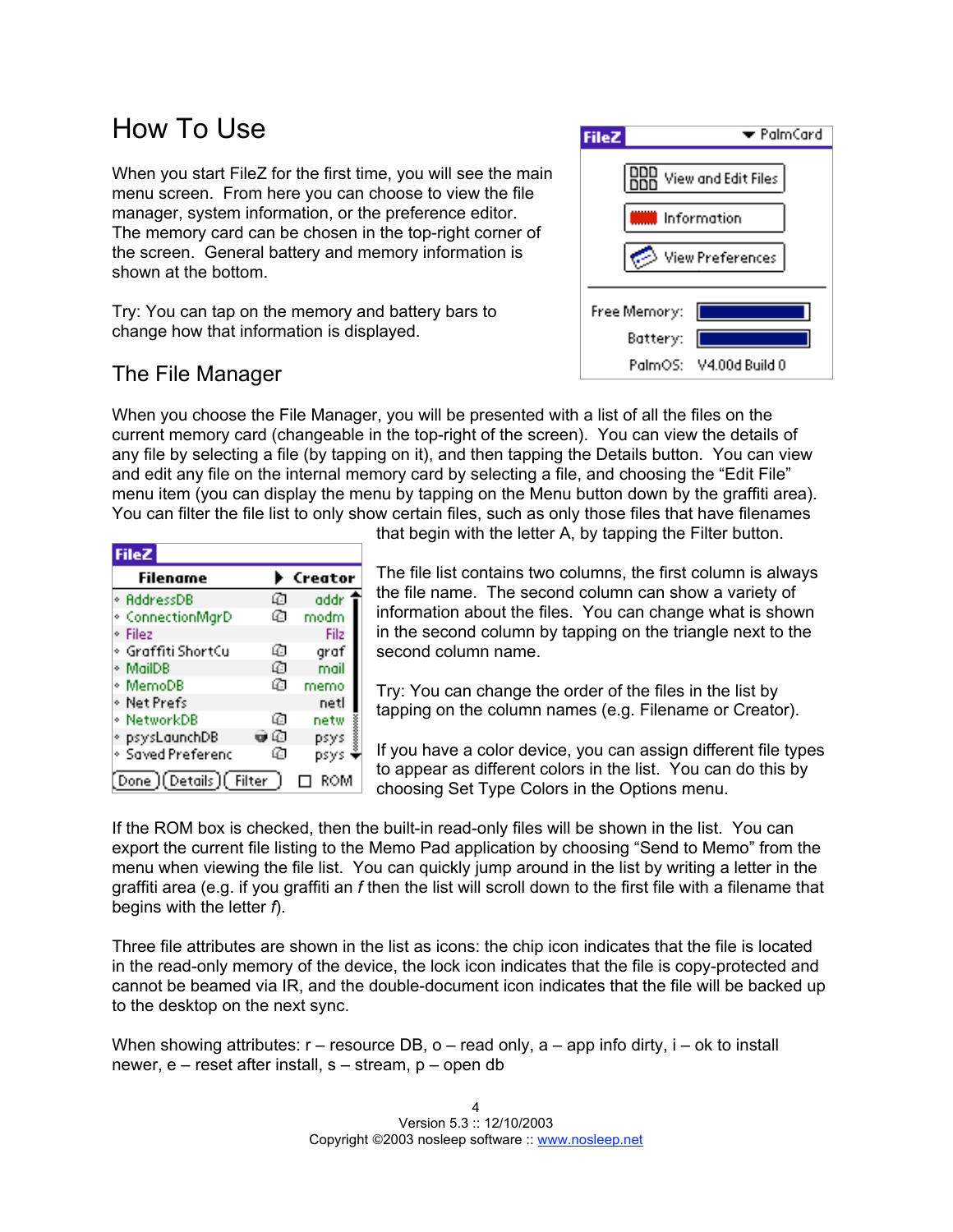# How To Use

When you start FileZ for the first time, you will see the main menu screen. From here you can choose to view the file manager, system information, or the preference editor. The memory card can be chosen in the top-right corner of the screen. General battery and memory information is shown at the bottom.

Try: You can tap on the memory and battery bars to change how that information is displayed.

## The File Manager

When you choose the File Manager, you will be presented with a list of all the files on the current memory card (changeable in the top-right of the screen). You can view the details of any file by selecting a file (by tapping on it), and then tapping the Details button. You can view and edit any file on the internal memory card by selecting a file, and choosing the “Edit File” menu item (you can display the menu by tapping on the Menu button down by the graffiti area). You can filter the file list to only show certain files, such as only those files that have filenames that begin with the letter A, by tapping the Filter button.

The file list contains two columns, the first column is always the file name. The second column can show a variety of information about the files. You can change what is shown in the second column by tapping on the triangle next to the second column name.

Try: You can change the order of the files in the list by tapping on the column names (e.g. Filename or Creator).

If you have a color device, you can assign different file types to appear as different colors in the list. You can do this by choosing Set Type Colors in the Options menu.

If the ROM box is checked, then the built-in read-only files will be shown in the list. You can export the current file listing to the Memo Pad application by choosing “Send to Memo” from the menu when viewing the file list. You can quickly jump around in the list by writing a letter in the graffiti area (e.g. if you graffiti an *f* then the list will scroll down to the first file with a filename that begins with the letter *f*).

Three file attributes are shown in the list as icons: the chip icon indicates that the file is located in the read-only memory of the device, the lock icon indicates that the file is copy-protected and cannot be beamed via IR, and the double-document icon indicates that the file will be backed up to the desktop on the next sync.

When showing attributes: r – resource DB, o – read only, a – app info dirty, i – ok to install newer, e – reset after install, s – stream, p – open db

Version 5.3 :: 12/10/2003
Copyright ©2003 nosleep software :: www.nosleep.net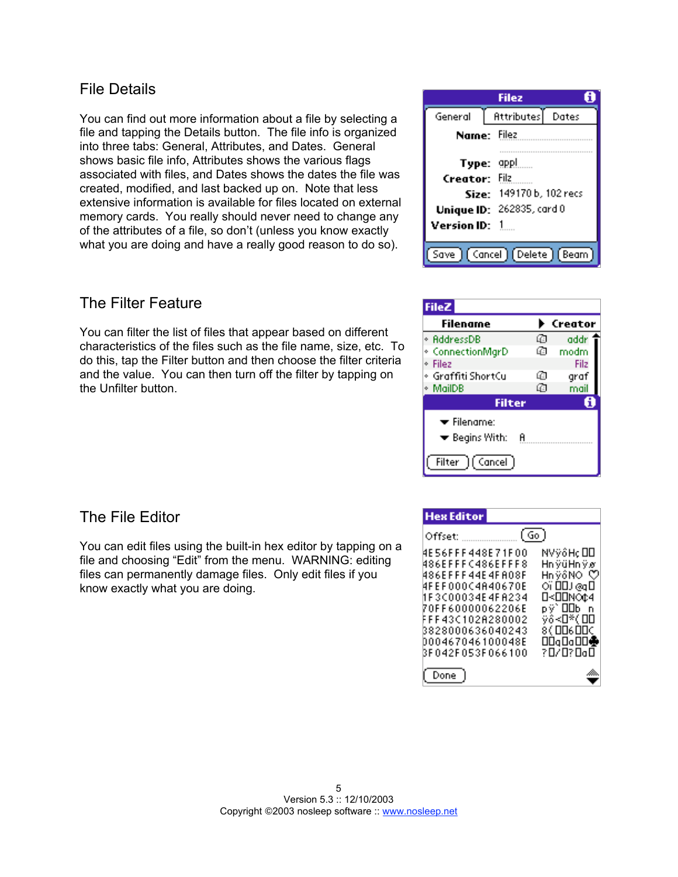## File Details

You can find out more information about a file by selecting a file and tapping the Details button. The file info is organized into three tabs: General, Attributes, and Dates. General shows basic file info, Attributes shows the various flags associated with files, and Dates shows the dates the file was created, modified, and last backed up on. Note that less extensive information is available for files located on external memory cards. You really should never need to change any of the attributes of a file, so don't (unless you know exactly what you are doing and have a really good reason to do so).

## The Filter Feature

You can filter the list of files that appear based on different characteristics of the files such as the file name, size, etc. To do this, tap the Filter button and then choose the filter criteria and the value. You can then turn off the filter by tapping on the Unfilter button.

## The File Editor

You can edit files using the built-in hex editor by tapping on a file and choosing "Edit" from the menu. WARNING: editing files can permanently damage files. Only edit files if you know exactly what you are doing.

Version 5.3 :: 12/10/2003
Copyright ©2003 nosleep software :: www.nosleep.net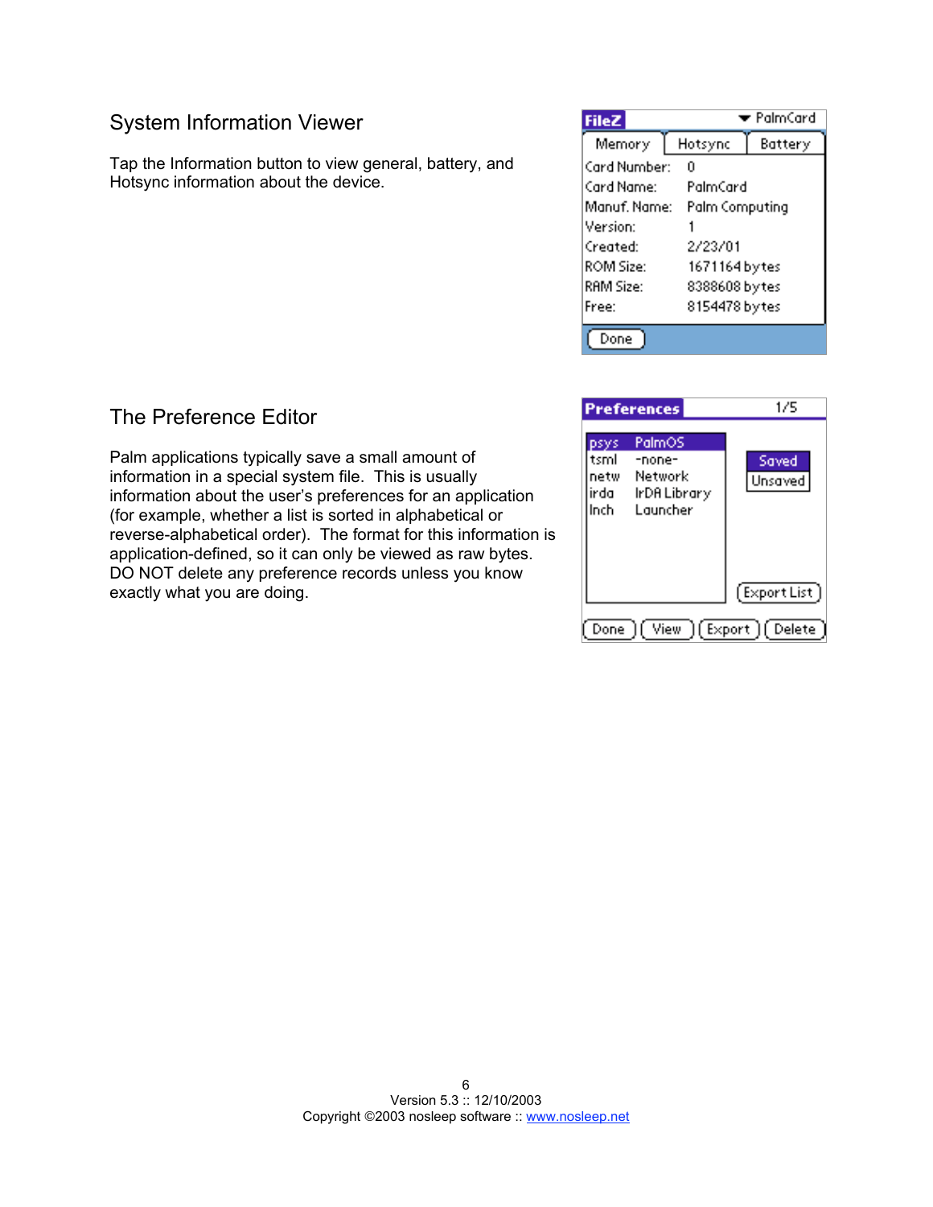## System Information Viewer

Tap the Information button to view general, battery, and Hotsync information about the device.

## The Preference Editor

Palm applications typically save a small amount of information in a special system file. This is usually information about the user's preferences for an application (for example, whether a list is sorted in alphabetical or reverse-alphabetical order). The format for this information is application-defined, so it can only be viewed as raw bytes. DO NOT delete any preference records unless you know exactly what you are doing.

Version 5.3 :: 12/10/2003
Copyright ©2003 nosleep software :: www.nosleep.net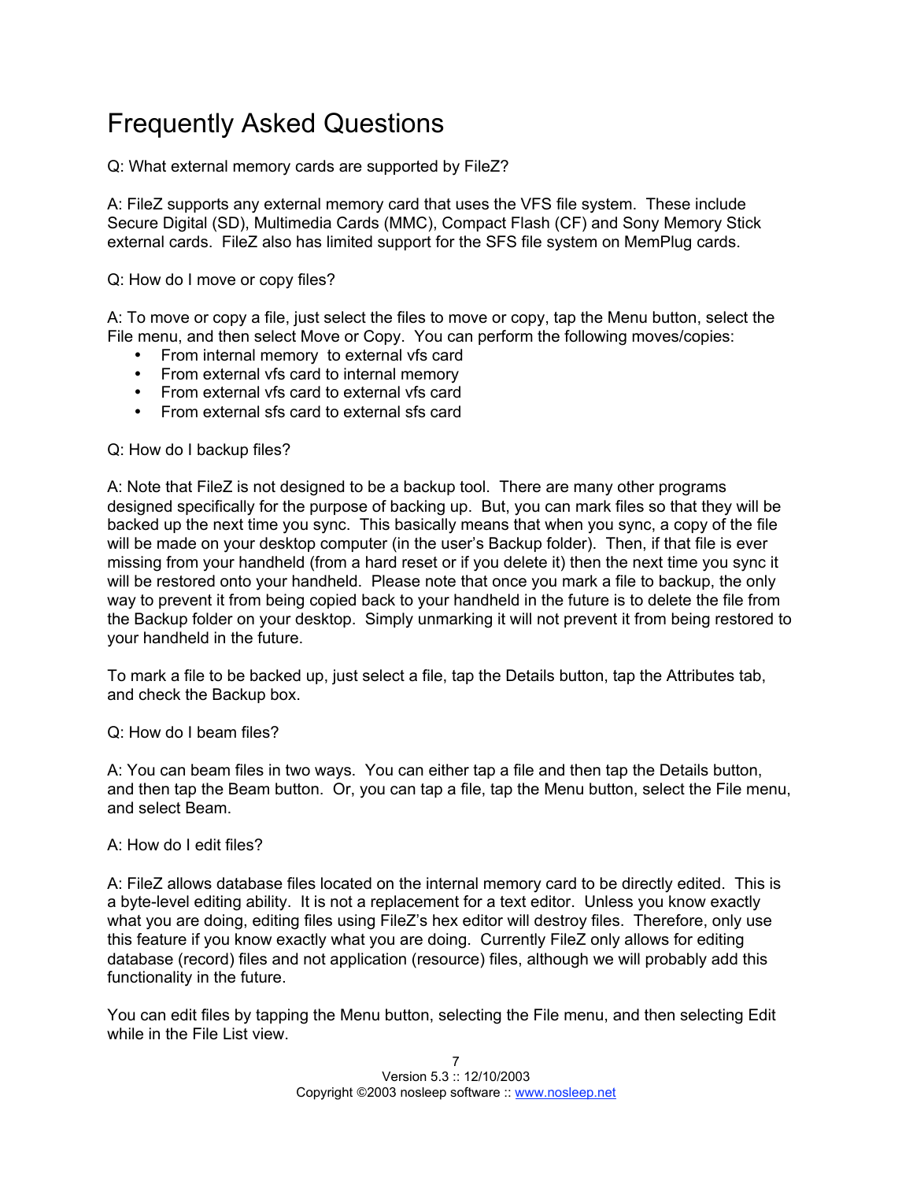# Frequently Asked Questions

Q: What external memory cards are supported by FileZ?

A: FileZ supports any external memory card that uses the VFS file system. These include Secure Digital (SD), Multimedia Cards (MMC), Compact Flash (CF) and Sony Memory Stick external cards. FileZ also has limited support for the SFS file system on MemPlug cards.

Q: How do I move or copy files?

A: To move or copy a file, just select the files to move or copy, tap the Menu button, select the File menu, and then select Move or Copy. You can perform the following moves/copies:

- From internal memory to external vfs card
- From external vfs card to internal memory
- From external vfs card to external vfs card
- From external sfs card to external sfs card

Q: How do I backup files?

A: Note that FileZ is not designed to be a backup tool. There are many other programs designed specifically for the purpose of backing up. But, you can mark files so that they will be backed up the next time you sync. This basically means that when you sync, a copy of the file will be made on your desktop computer (in the user's Backup folder). Then, if that file is ever missing from your handheld (from a hard reset or if you delete it) then the next time you sync it will be restored onto your handheld. Please note that once you mark a file to backup, the only way to prevent it from being copied back to your handheld in the future is to delete the file from the Backup folder on your desktop. Simply unmarking it will not prevent it from being restored to your handheld in the future.

To mark a file to be backed up, just select a file, tap the Details button, tap the Attributes tab, and check the Backup box.

Q: How do I beam files?

A: You can beam files in two ways. You can either tap a file and then tap the Details button, and then tap the Beam button. Or, you can tap a file, tap the Menu button, select the File menu, and select Beam.

A: How do I edit files?

A: FileZ allows database files located on the internal memory card to be directly edited. This is a byte-level editing ability. It is not a replacement for a text editor. Unless you know exactly what you are doing, editing files using FileZ's hex editor will destroy files. Therefore, only use this feature if you know exactly what you are doing. Currently FileZ only allows for editing database (record) files and not application (resource) files, although we will probably add this functionality in the future.

You can edit files by tapping the Menu button, selecting the File menu, and then selecting Edit while in the File List view.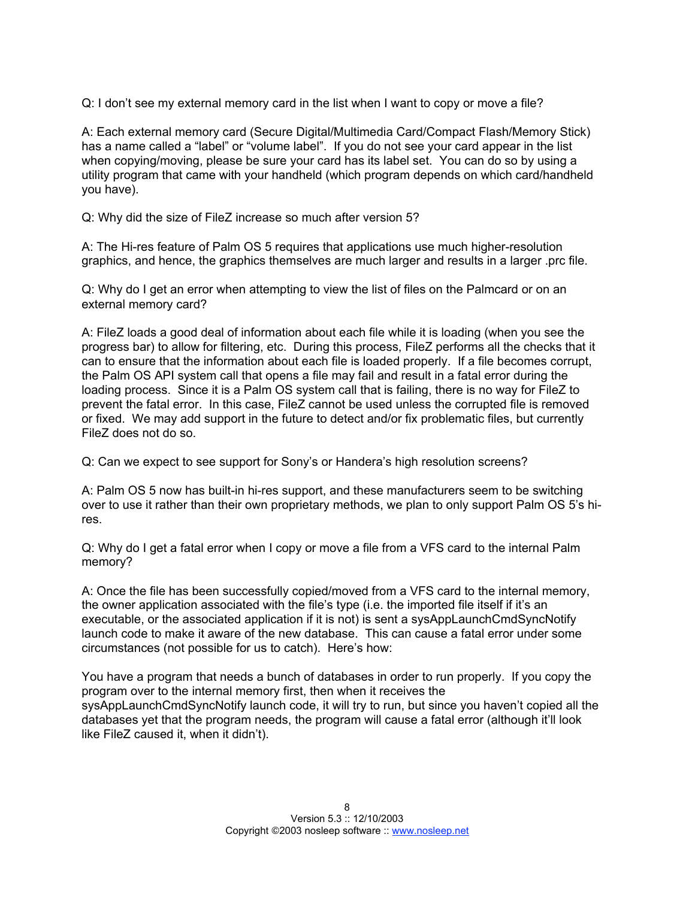Q: I don't see my external memory card in the list when I want to copy or move a file?

A: Each external memory card (Secure Digital/Multimedia Card/Compact Flash/Memory Stick) has a name called a "label" or "volume label". If you do not see your card appear in the list when copying/moving, please be sure your card has its label set. You can do so by using a utility program that came with your handheld (which program depends on which card/handheld you have).

Q: Why did the size of FileZ increase so much after version 5?

A: The Hi-res feature of Palm OS 5 requires that applications use much higher-resolution graphics, and hence, the graphics themselves are much larger and results in a larger .prc file.

Q: Why do I get an error when attempting to view the list of files on the Palmcard or on an external memory card?

A: FileZ loads a good deal of information about each file while it is loading (when you see the progress bar) to allow for filtering, etc. During this process, FileZ performs all the checks that it can to ensure that the information about each file is loaded properly. If a file becomes corrupt, the Palm OS API system call that opens a file may fail and result in a fatal error during the loading process. Since it is a Palm OS system call that is failing, there is no way for FileZ to prevent the fatal error. In this case, FileZ cannot be used unless the corrupted file is removed or fixed. We may add support in the future to detect and/or fix problematic files, but currently FileZ does not do so.

Q: Can we expect to see support for Sony's or Handera's high resolution screens?

A: Palm OS 5 now has built-in hi-res support, and these manufacturers seem to be switching over to use it rather than their own proprietary methods, we plan to only support Palm OS 5's hi-res.

Q: Why do I get a fatal error when I copy or move a file from a VFS card to the internal Palm memory?

A: Once the file has been successfully copied/moved from a VFS card to the internal memory, the owner application associated with the file's type (i.e. the imported file itself if it's an executable, or the associated application if it is not) is sent a sysAppLaunchCmdSyncNotify launch code to make it aware of the new database. This can cause a fatal error under some circumstances (not possible for us to catch). Here's how:

You have a program that needs a bunch of databases in order to run properly. If you copy the program over to the internal memory first, then when it receives the sysAppLaunchCmdSyncNotify launch code, it will try to run, but since you haven't copied all the databases yet that the program needs, the program will cause a fatal error (although it'll look like FileZ caused it, when it didn't).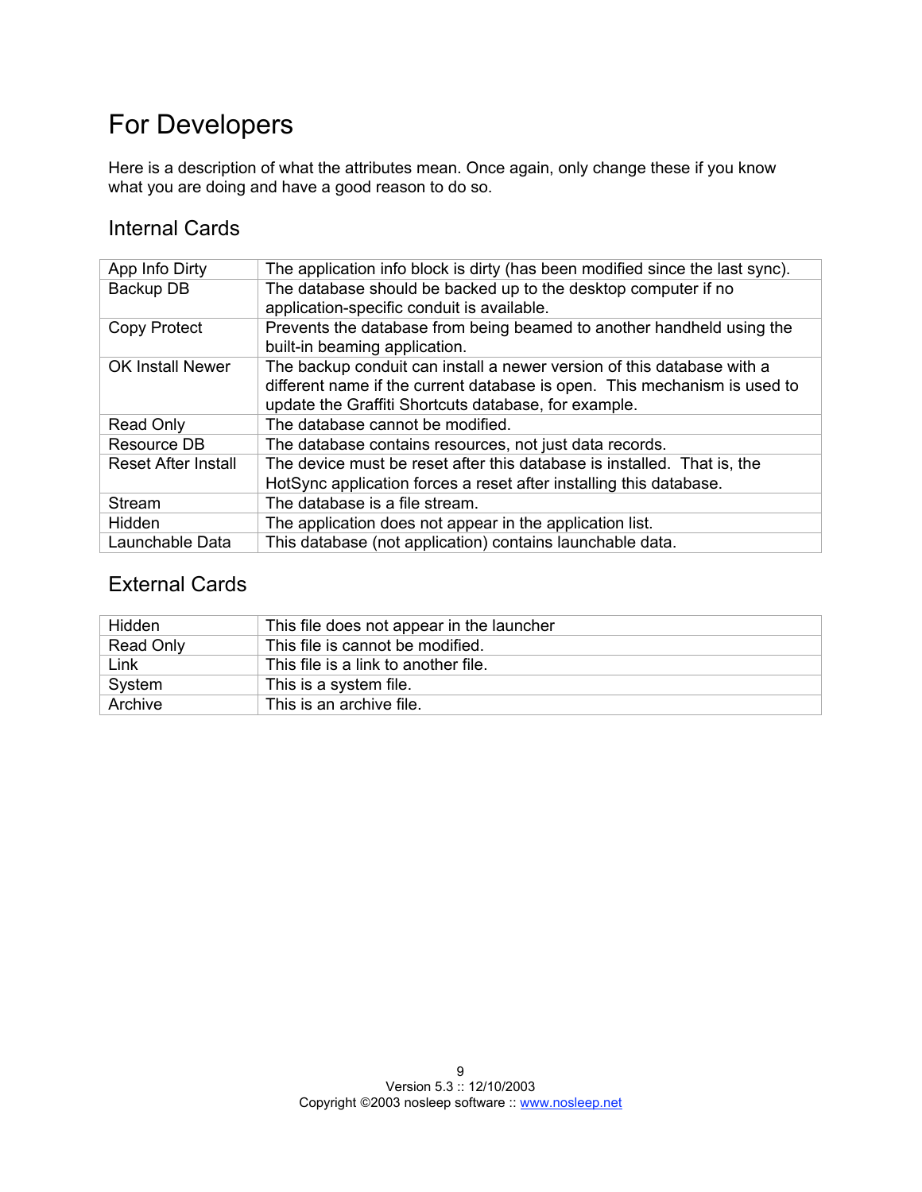# For Developers

Here is a description of what the attributes mean. Once again, only change these if you know what you are doing and have a good reason to do so.

## Internal Cards

| | |
|---|---|
| App Info Dirty | The application info block is dirty (has been modified since the last sync). |
| Backup DB | The database should be backed up to the desktop computer if no application-specific conduit is available. |
| Copy Protect | Prevents the database from being beamed to another handheld using the built-in beaming application. |
| OK Install Newer | The backup conduit can install a newer version of this database with a different name if the current database is open. This mechanism is used to update the Graffiti Shortcuts database, for example. |
| Read Only | The database cannot be modified. |
| Resource DB | The database contains resources, not just data records. |
| Reset After Install | The device must be reset after this database is installed. That is, the HotSync application forces a reset after installing this database. |
| Stream | The database is a file stream. |
| Hidden | The application does not appear in the application list. |
| Launchable Data | This database (not application) contains launchable data. |

## External Cards

| | |
|---|---|
| Hidden | This file does not appear in the launcher |
| Read Only | This file is cannot be modified. |
| Link | This file is a link to another file. |
| System | This is a system file. |
| Archive | This is an archive file. |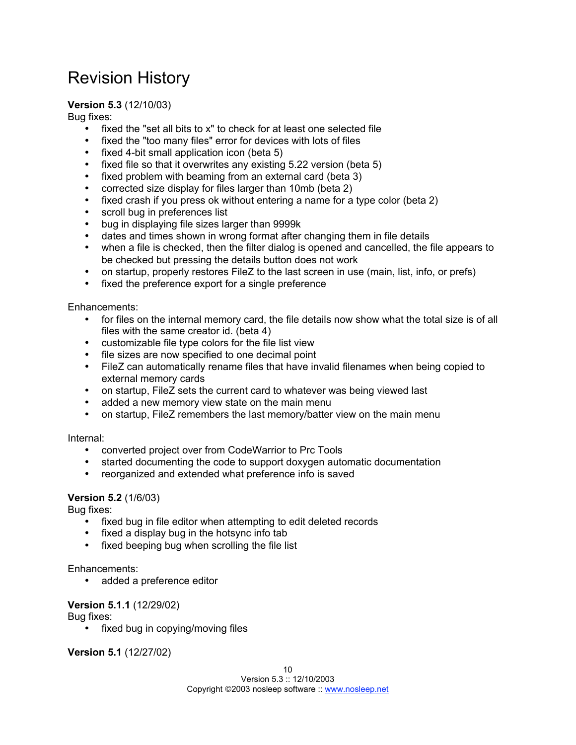# Revision History

**Version 5.3** (12/10/03)
Bug fixes:

- fixed the "set all bits to x" to check for at least one selected file
- fixed the "too many files" error for devices with lots of files
- fixed 4-bit small application icon (beta 5)
- fixed file so that it overwrites any existing 5.22 version (beta 5)
- fixed problem with beaming from an external card (beta 3)
- corrected size display for files larger than 10mb (beta 2)
- fixed crash if you press ok without entering a name for a type color (beta 2)
- scroll bug in preferences list
- bug in displaying file sizes larger than 9999k
- dates and times shown in wrong format after changing them in file details
- when a file is checked, then the filter dialog is opened and cancelled, the file appears to be checked but pressing the details button does not work
- on startup, properly restores FileZ to the last screen in use (main, list, info, or prefs)
- fixed the preference export for a single preference

Enhancements:

- for files on the internal memory card, the file details now show what the total size is of all files with the same creator id. (beta 4)
- customizable file type colors for the file list view
- file sizes are now specified to one decimal point
- FileZ can automatically rename files that have invalid filenames when being copied to external memory cards
- on startup, FileZ sets the current card to whatever was being viewed last
- added a new memory view state on the main menu
- on startup, FileZ remembers the last memory/batter view on the main menu

Internal:

- converted project over from CodeWarrior to Prc Tools
- started documenting the code to support doxygen automatic documentation
- reorganized and extended what preference info is saved

**Version 5.2** (1/6/03)
Bug fixes:

- fixed bug in file editor when attempting to edit deleted records
- fixed a display bug in the hotsync info tab
- fixed beeping bug when scrolling the file list

Enhancements:

- added a preference editor

**Version 5.1.1** (12/29/02)
Bug fixes:

- fixed bug in copying/moving files

**Version 5.1** (12/27/02)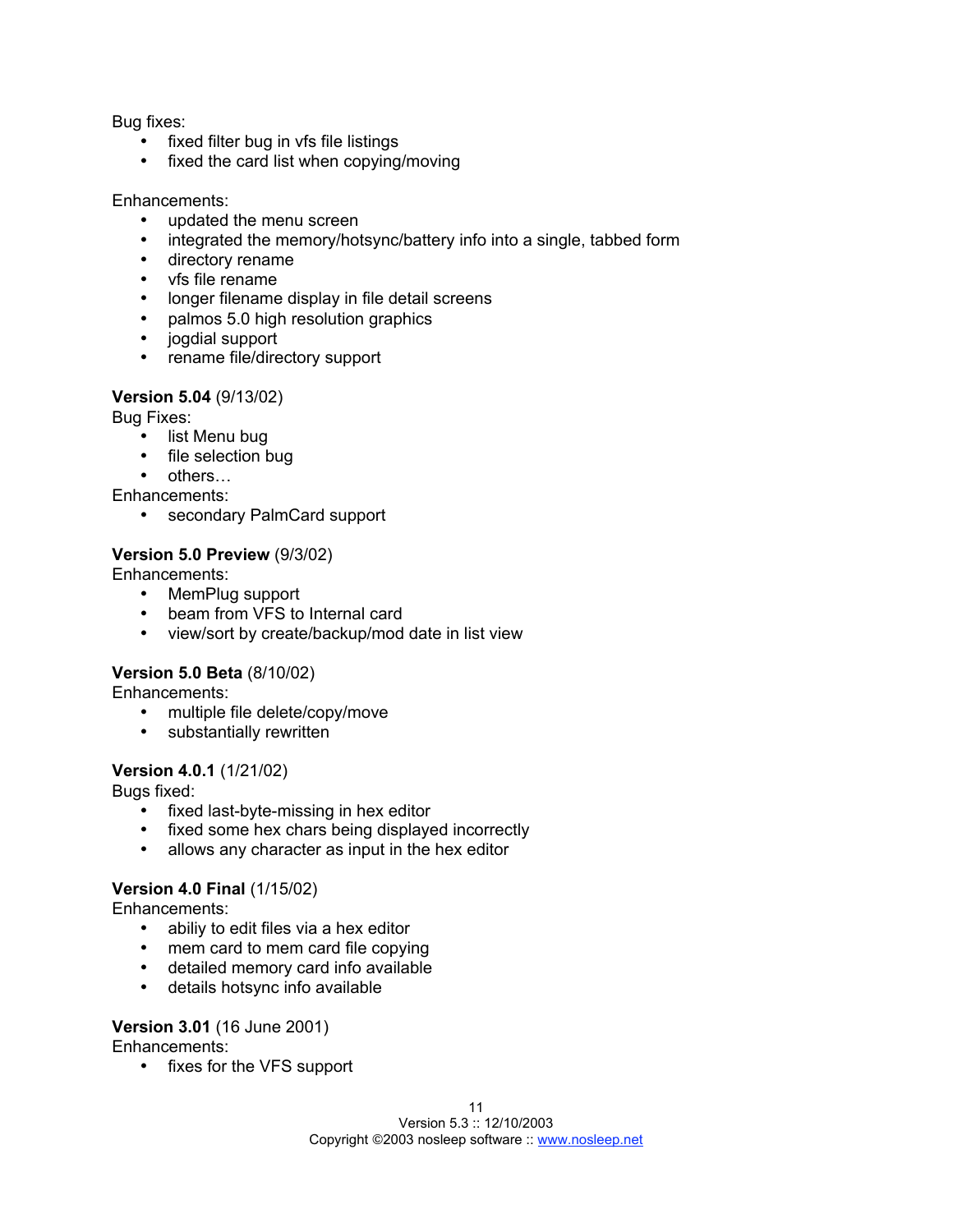Bug fixes:

- fixed filter bug in vfs file listings
- fixed the card list when copying/moving

Enhancements:

- updated the menu screen
- integrated the memory/hotsync/battery info into a single, tabbed form
- directory rename
- vfs file rename
- longer filename display in file detail screens
- palmos 5.0 high resolution graphics
- jogdial support
- rename file/directory support

**Version 5.04** (9/13/02)

Bug Fixes:

- list Menu bug
- file selection bug
- others…

Enhancements:

- secondary PalmCard support

**Version 5.0 Preview** (9/3/02)

Enhancements:

- MemPlug support
- beam from VFS to Internal card
- view/sort by create/backup/mod date in list view

**Version 5.0 Beta** (8/10/02)

Enhancements:

- multiple file delete/copy/move
- substantially rewritten

**Version 4.0.1** (1/21/02)

Bugs fixed:

- fixed last-byte-missing in hex editor
- fixed some hex chars being displayed incorrectly
- allows any character as input in the hex editor

**Version 4.0 Final** (1/15/02)

Enhancements:

- abiliy to edit files via a hex editor
- mem card to mem card file copying
- detailed memory card info available
- details hotsync info available

**Version 3.01** (16 June 2001)

Enhancements:

- fixes for the VFS support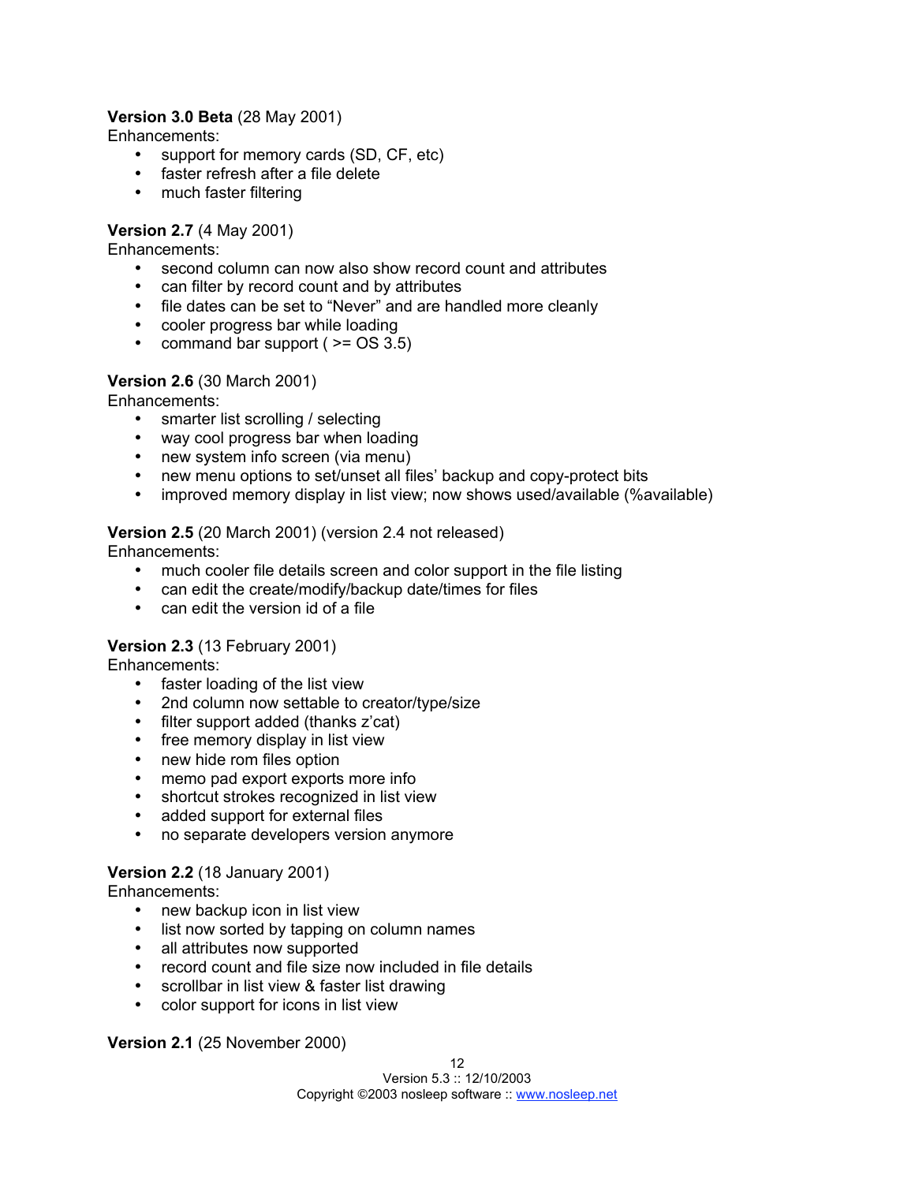**Version 3.0 Beta** (28 May 2001)
Enhancements:

- support for memory cards (SD, CF, etc)
- faster refresh after a file delete
- much faster filtering

**Version 2.7** (4 May 2001)
Enhancements:

- second column can now also show record count and attributes
- can filter by record count and by attributes
- file dates can be set to "Never" and are handled more cleanly
- cooler progress bar while loading
- command bar support ( >= OS 3.5)

**Version 2.6** (30 March 2001)
Enhancements:

- smarter list scrolling / selecting
- way cool progress bar when loading
- new system info screen (via menu)
- new menu options to set/unset all files' backup and copy-protect bits
- improved memory display in list view; now shows used/available (%available)

**Version 2.5** (20 March 2001) (version 2.4 not released)
Enhancements:

- much cooler file details screen and color support in the file listing
- can edit the create/modify/backup date/times for files
- can edit the version id of a file

**Version 2.3** (13 February 2001)
Enhancements:

- faster loading of the list view
- 2nd column now settable to creator/type/size
- filter support added (thanks z'cat)
- free memory display in list view
- new hide rom files option
- memo pad export exports more info
- shortcut strokes recognized in list view
- added support for external files
- no separate developers version anymore

**Version 2.2** (18 January 2001)
Enhancements:

- new backup icon in list view
- list now sorted by tapping on column names
- all attributes now supported
- record count and file size now included in file details
- scrollbar in list view & faster list drawing
- color support for icons in list view

**Version 2.1** (25 November 2000)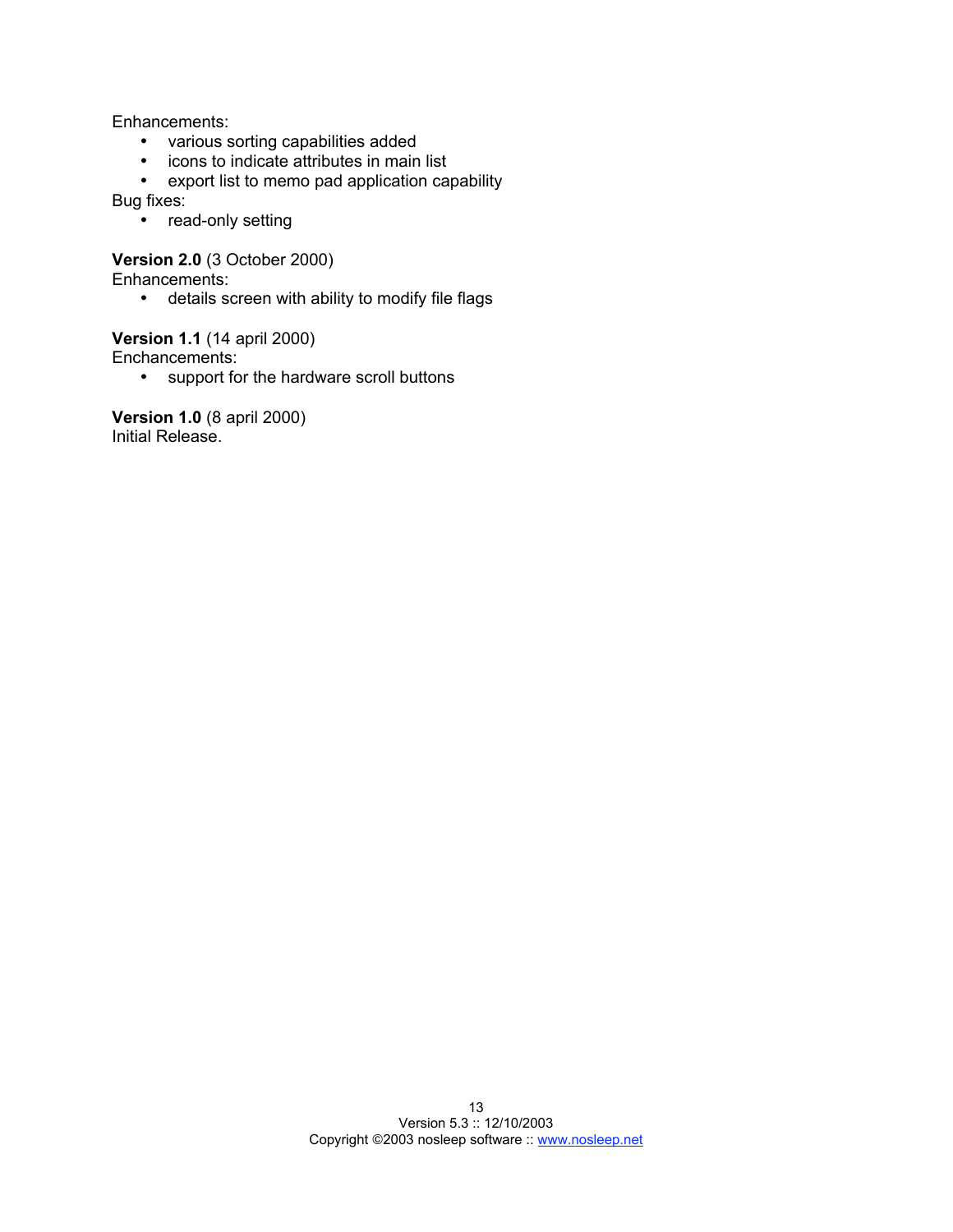Enhancements:

- various sorting capabilities added
- icons to indicate attributes in main list
- export list to memo pad application capability

Bug fixes:

- read-only setting

**Version 2.0** (3 October 2000)
Enhancements:

- details screen with ability to modify file flags

**Version 1.1** (14 april 2000)
Enchancements:

- support for the hardware scroll buttons

**Version 1.0** (8 april 2000)
Initial Release.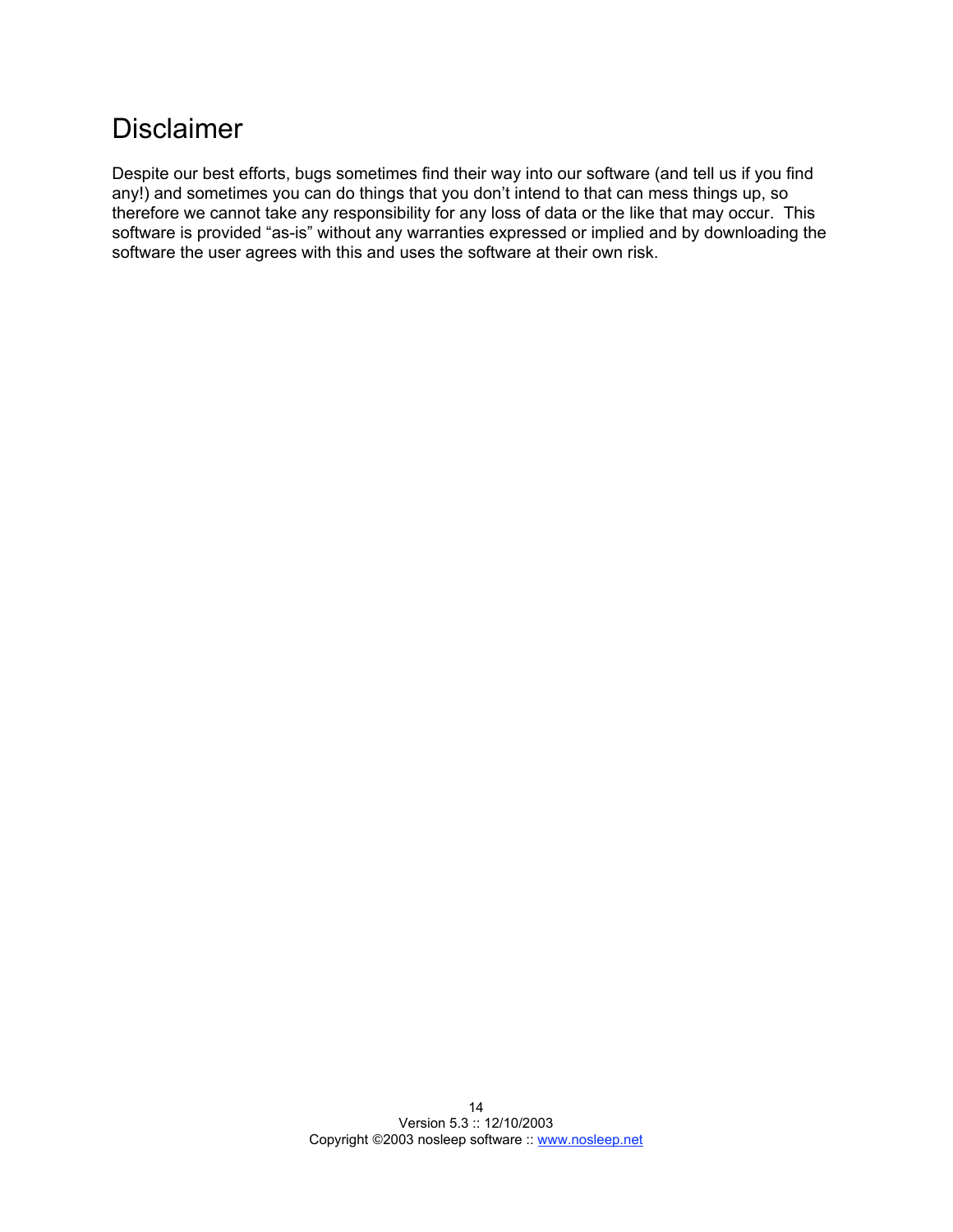# Disclaimer

Despite our best efforts, bugs sometimes find their way into our software (and tell us if you find any!) and sometimes you can do things that you don't intend to that can mess things up, so therefore we cannot take any responsibility for any loss of data or the like that may occur. This software is provided "as-is" without any warranties expressed or implied and by downloading the software the user agrees with this and uses the software at their own risk.